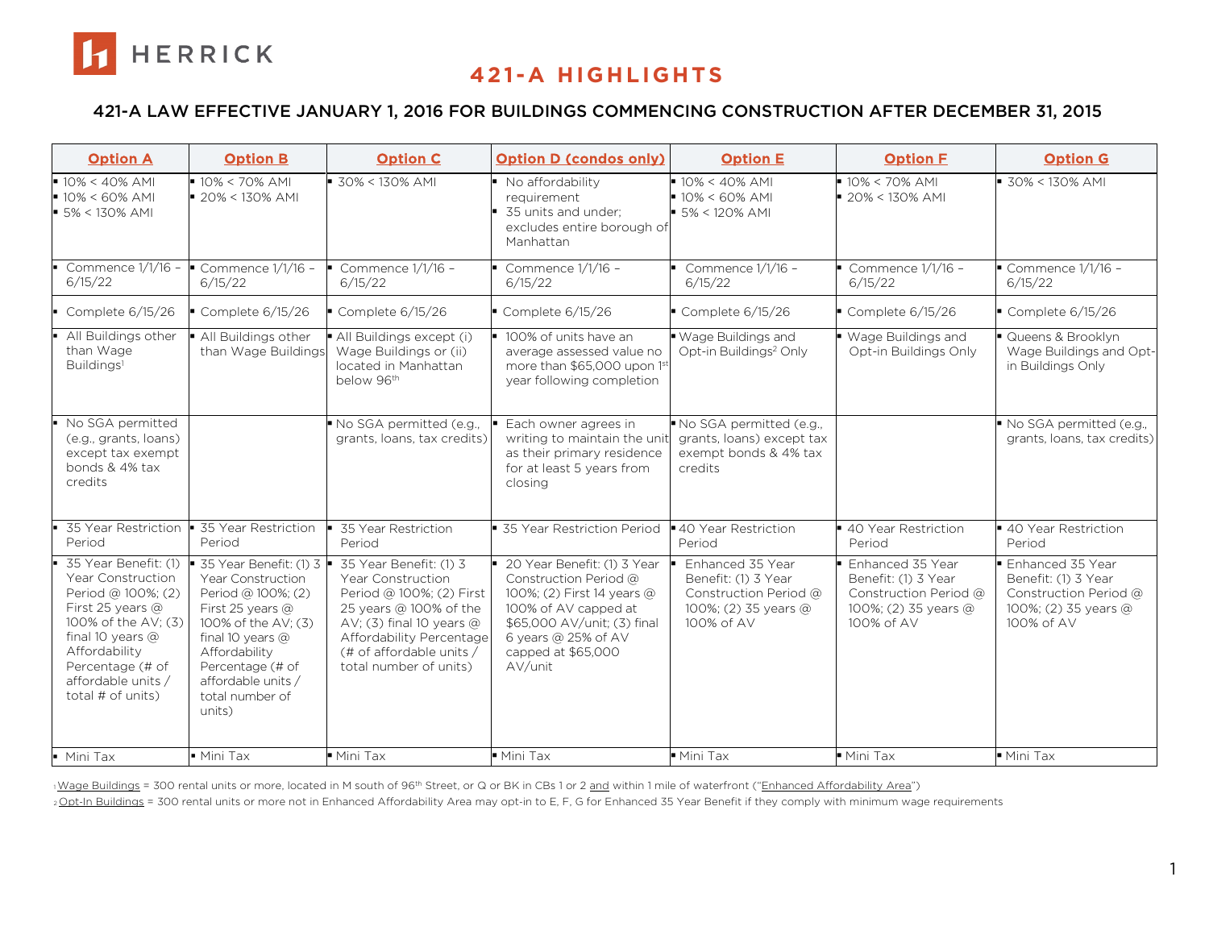HERRICK

# 421-A HIGHLIGHTS

## 421-A LAW EFFECTIVE JANUARY 1, 2016 FOR BUILDINGS COMMENCING CONSTRUCTION AFTER DECEMBER 31, 2015

| Option A | Option B | Option C | Option D (condos only) | Option E | Option F | Option G |
|---|---|---|---|---|---|---|
| ▪ 10% < 40% AMI<br>▪ 10% < 60% AMI<br>▪ 5% < 130% AMI | ▪ 10% < 70% AMI<br>▪ 20% < 130% AMI | ▪ 30% < 130% AMI | ▪ No affordability requirement<br>▪ 35 units and under; excludes entire borough of Manhattan | ▪ 10% < 40% AMI<br>▪ 10% < 60% AMI<br>▪ 5% < 120% AMI | ▪ 10% < 70% AMI<br>▪ 20% < 130% AMI | ▪ 30% < 130% AMI |
| ▪ Commence 1/1/16 – 6/15/22 | ▪ Commence 1/1/16 – 6/15/22 | ▪ Commence 1/1/16 – 6/15/22 | ▪ Commence 1/1/16 – 6/15/22 | ▪ Commence 1/1/16 – 6/15/22 | ▪ Commence 1/1/16 – 6/15/22 | ▪ Commence 1/1/16 – 6/15/22 |
| ▪ Complete 6/15/26 | ▪ Complete 6/15/26 | ▪ Complete 6/15/26 | ▪ Complete 6/15/26 | ▪ Complete 6/15/26 | ▪ Complete 6/15/26 | ▪ Complete 6/15/26 |
| ▪ All Buildings other than Wage Buildings[1] | ▪ All Buildings other than Wage Buildings | ▪ All Buildings except (i) Wage Buildings or (ii) located in Manhattan below 96th | ▪ 100% of units have an average assessed value no more than $65,000 upon 1st year following completion | ▪ Wage Buildings and Opt-in Buildings[2] Only | ▪ Wage Buildings and Opt-in Buildings Only | ▪ Queens & Brooklyn Wage Buildings and Opt-in Buildings Only |
| ▪ No SGA permitted (e.g., grants, loans) except tax exempt bonds & 4% tax credits | | ▪ No SGA permitted (e.g., grants, loans, tax credits) | ▪ Each owner agrees in writing to maintain the unit as their primary residence for at least 5 years from closing | ▪ No SGA permitted (e.g., grants, loans) except tax exempt bonds & 4% tax credits | | ▪ No SGA permitted (e.g., grants, loans, tax credits) |
| ▪ 35 Year Restriction Period | ▪ 35 Year Restriction Period | ▪ 35 Year Restriction Period | ▪ 35 Year Restriction Period | ▪ 40 Year Restriction Period | ▪ 40 Year Restriction Period | ▪ 40 Year Restriction Period |
| ▪ 35 Year Benefit: (1) 3 Year Construction Period @ 100%; (2) First 25 years @ 100% of the AV; (3) final 10 years @ Affordability Percentage (# of affordable units / total # of units) | ▪ 35 Year Benefit: (1) 3 Year Construction Period @ 100%; (2) First 25 years @ 100% of the AV; (3) final 10 years @ Affordability Percentage (# of affordable units / total number of units) | ▪ 35 Year Benefit: (1) 3 Year Construction Period @ 100%; (2) First 25 years @ 100% of the AV; (3) final 10 years @ Affordability Percentage (# of affordable units / total number of units) | ▪ 20 Year Benefit: (1) 3 Year Construction Period @ 100%; (2) First 14 years @ 100% of AV capped at $65,000 AV/unit; (3) final 6 years @ 25% of AV capped at $65,000 AV/unit | ▪ Enhanced 35 Year Benefit: (1) 3 Year Construction Period @ 100%; (2) 35 years @ 100% of AV | ▪ Enhanced 35 Year Benefit: (1) 3 Year Construction Period @ 100%; (2) 35 years @ 100% of AV | ▪ Enhanced 35 Year Benefit: (1) 3 Year Construction Period @ 100%; (2) 35 years @ 100% of AV |
| ▪ Mini Tax | ▪ Mini Tax | ▪ Mini Tax | ▪ Mini Tax | ▪ Mini Tax | ▪ Mini Tax | ▪ Mini Tax |

[1] Wage Buildings = 300 rental units or more, located in M south of 96th Street, or Q or BK in CBs 1 or 2 and within 1 mile of waterfront ("Enhanced Affordability Area")

[2] Opt-In Buildings = 300 rental units or more not in Enhanced Affordability Area may opt-in to E, F, G for Enhanced 35 Year Benefit if they comply with minimum wage requirements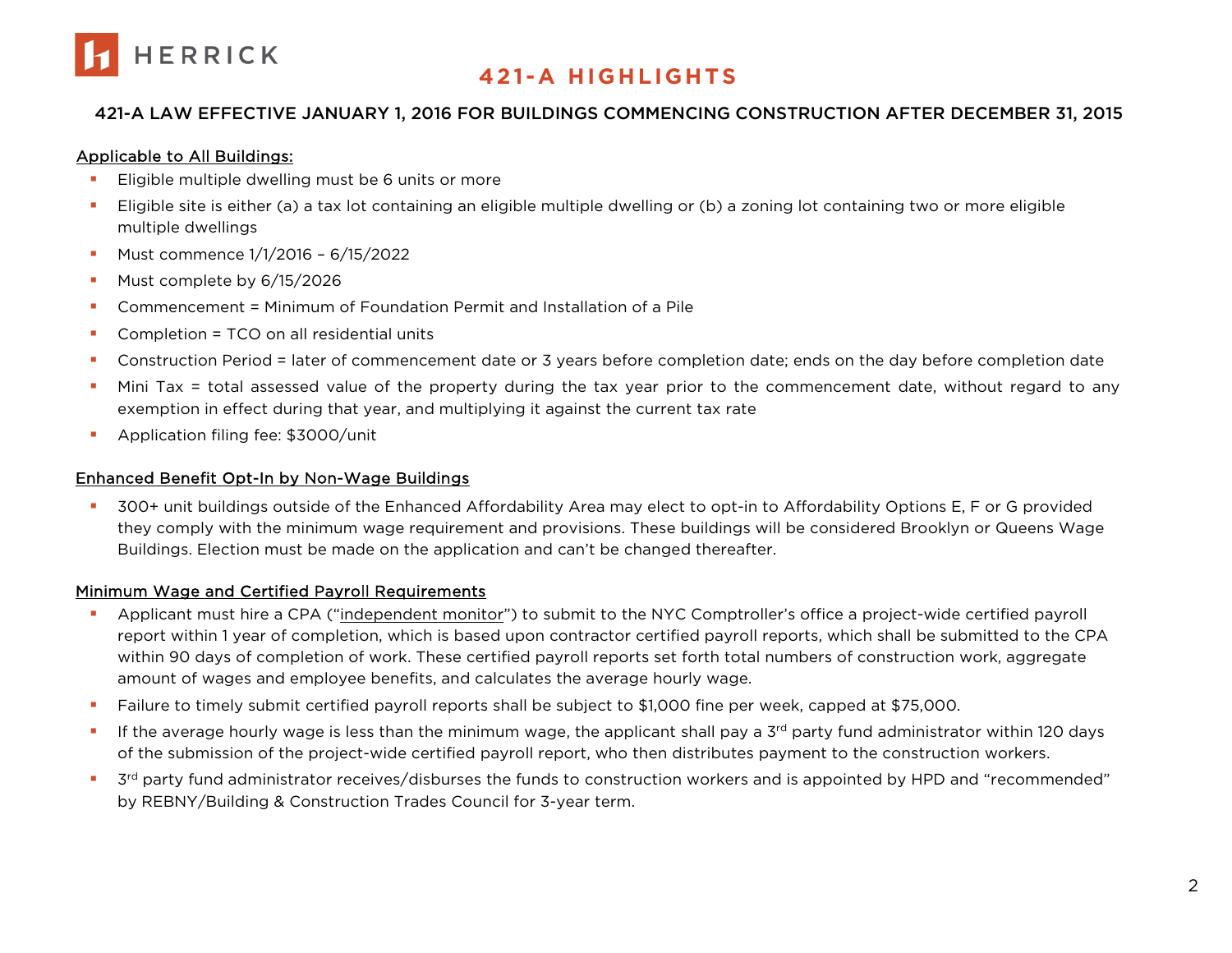# 421-A HIGHLIGHTS

## 421-A LAW EFFECTIVE JANUARY 1, 2016 FOR BUILDINGS COMMENCING CONSTRUCTION AFTER DECEMBER 31, 2015

### Applicable to All Buildings:

- Eligible multiple dwelling must be 6 units or more
- Eligible site is either (a) a tax lot containing an eligible multiple dwelling or (b) a zoning lot containing two or more eligible multiple dwellings
- Must commence 1/1/2016 – 6/15/2022
- Must complete by 6/15/2026
- Commencement = Minimum of Foundation Permit and Installation of a Pile
- Completion = TCO on all residential units
- Construction Period = later of commencement date or 3 years before completion date; ends on the day before completion date
- Mini Tax = total assessed value of the property during the tax year prior to the commencement date, without regard to any exemption in effect during that year, and multiplying it against the current tax rate
- Application filing fee: $3000/unit

### Enhanced Benefit Opt-In by Non-Wage Buildings

- 300+ unit buildings outside of the Enhanced Affordability Area may elect to opt-in to Affordability Options E, F or G provided they comply with the minimum wage requirement and provisions. These buildings will be considered Brooklyn or Queens Wage Buildings. Election must be made on the application and can't be changed thereafter.

### Minimum Wage and Certified Payroll Requirements

- Applicant must hire a CPA ("independent monitor") to submit to the NYC Comptroller's office a project-wide certified payroll report within 1 year of completion, which is based upon contractor certified payroll reports, which shall be submitted to the CPA within 90 days of completion of work. These certified payroll reports set forth total numbers of construction work, aggregate amount of wages and employee benefits, and calculates the average hourly wage.
- Failure to timely submit certified payroll reports shall be subject to $1,000 fine per week, capped at $75,000.
- If the average hourly wage is less than the minimum wage, the applicant shall pay a 3rd party fund administrator within 120 days of the submission of the project-wide certified payroll report, who then distributes payment to the construction workers.
- 3rd party fund administrator receives/disburses the funds to construction workers and is appointed by HPD and "recommended" by REBNY/Building & Construction Trades Council for 3-year term.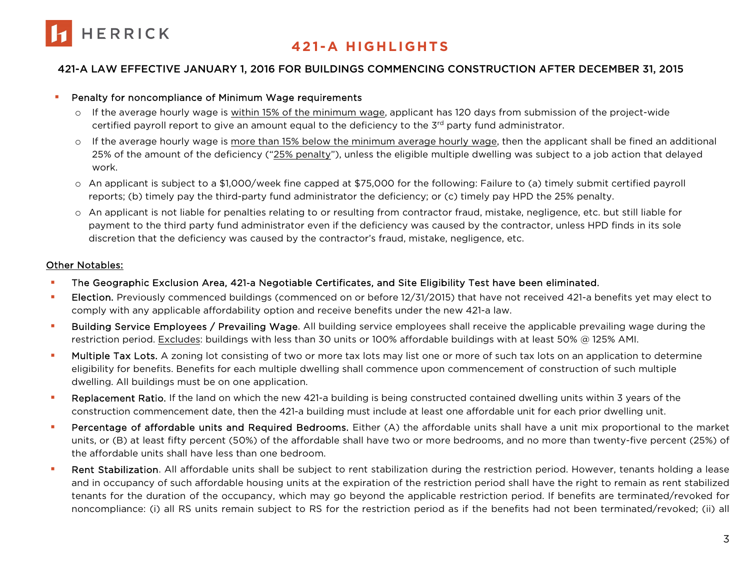# 421-A HIGHLIGHTS

## 421-A LAW EFFECTIVE JANUARY 1, 2016 FOR BUILDINGS COMMENCING CONSTRUCTION AFTER DECEMBER 31, 2015

- Penalty for noncompliance of Minimum Wage requirements
  - If the average hourly wage is <u>within 15% of the minimum wage</u>, applicant has 120 days from submission of the project-wide certified payroll report to give an amount equal to the deficiency to the 3rd party fund administrator.
  - If the average hourly wage is <u>more than 15% below the minimum average hourly wage</u>, then the applicant shall be fined an additional 25% of the amount of the deficiency ("<u>25% penalty</u>"), unless the eligible multiple dwelling was subject to a job action that delayed work.
  - An applicant is subject to a $1,000/week fine capped at $75,000 for the following: Failure to (a) timely submit certified payroll reports; (b) timely pay the third-party fund administrator the deficiency; or (c) timely pay HPD the 25% penalty.
  - An applicant is not liable for penalties relating to or resulting from contractor fraud, mistake, negligence, etc. but still liable for payment to the third party fund administrator even if the deficiency was caused by the contractor, unless HPD finds in its sole discretion that the deficiency was caused by the contractor's fraud, mistake, negligence, etc.

<u>Other Notables:</u>

- The Geographic Exclusion Area, 421-a Negotiable Certificates, and Site Eligibility Test have been eliminated.
- Election. Previously commenced buildings (commenced on or before 12/31/2015) that have not received 421-a benefits yet may elect to comply with any applicable affordability option and receive benefits under the new 421-a law.
- Building Service Employees / Prevailing Wage. All building service employees shall receive the applicable prevailing wage during the restriction period. <u>Excludes</u>: buildings with less than 30 units or 100% affordable buildings with at least 50% @ 125% AMI.
- Multiple Tax Lots. A zoning lot consisting of two or more tax lots may list one or more of such tax lots on an application to determine eligibility for benefits. Benefits for each multiple dwelling shall commence upon commencement of construction of such multiple dwelling. All buildings must be on one application.
- Replacement Ratio. If the land on which the new 421-a building is being constructed contained dwelling units within 3 years of the construction commencement date, then the 421-a building must include at least one affordable unit for each prior dwelling unit.
- Percentage of affordable units and Required Bedrooms. Either (A) the affordable units shall have a unit mix proportional to the market units, or (B) at least fifty percent (50%) of the affordable shall have two or more bedrooms, and no more than twenty-five percent (25%) of the affordable units shall have less than one bedroom.
- Rent Stabilization. All affordable units shall be subject to rent stabilization during the restriction period. However, tenants holding a lease and in occupancy of such affordable housing units at the expiration of the restriction period shall have the right to remain as rent stabilized tenants for the duration of the occupancy, which may go beyond the applicable restriction period. If benefits are terminated/revoked for noncompliance: (i) all RS units remain subject to RS for the restriction period as if the benefits had not been terminated/revoked; (ii) all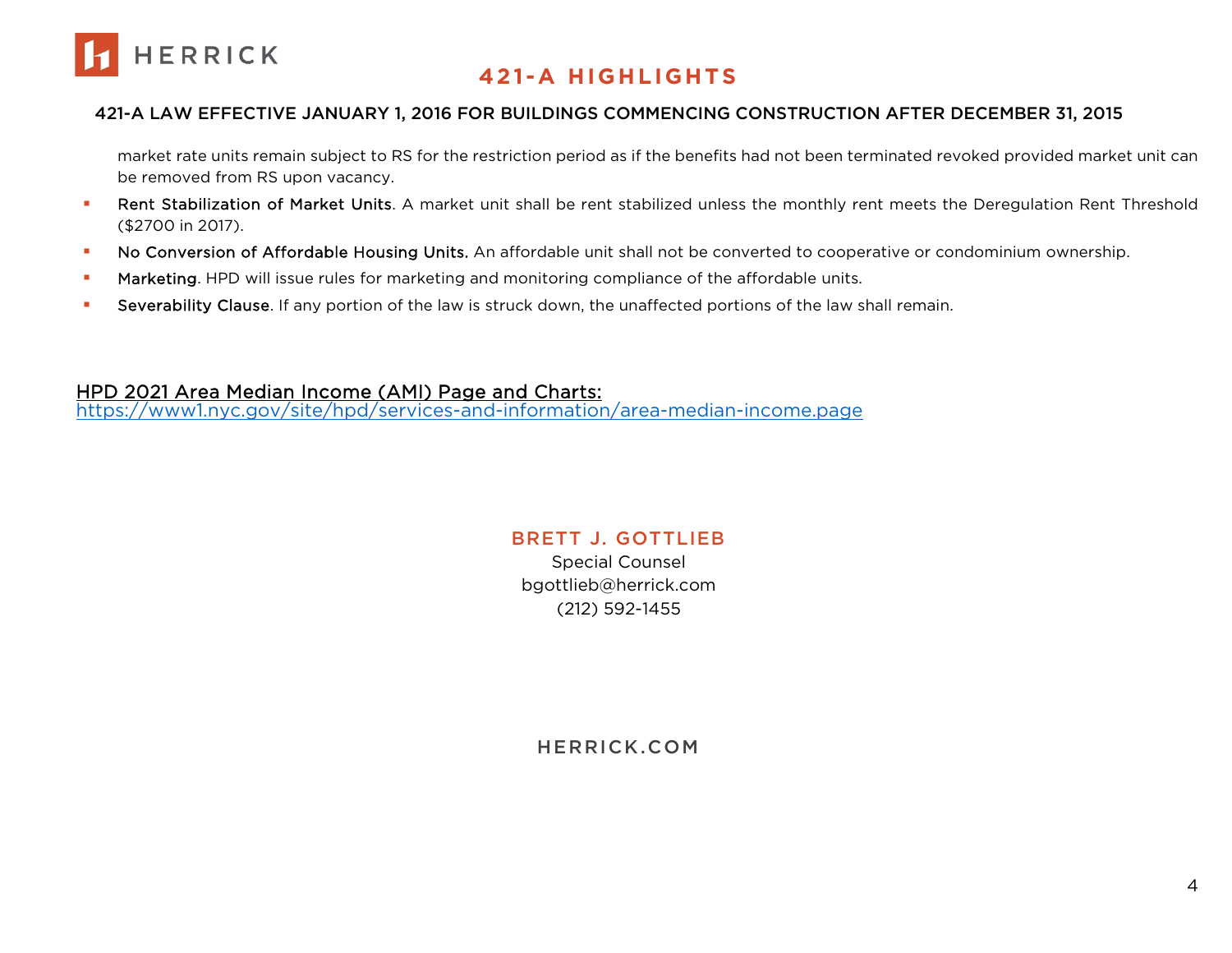# 421-A HIGHLIGHTS

## 421-A LAW EFFECTIVE JANUARY 1, 2016 FOR BUILDINGS COMMENCING CONSTRUCTION AFTER DECEMBER 31, 2015

market rate units remain subject to RS for the restriction period as if the benefits had not been terminated revoked provided market unit can be removed from RS upon vacancy.

- **Rent Stabilization of Market Units**. A market unit shall be rent stabilized unless the monthly rent meets the Deregulation Rent Threshold ($2700 in 2017).
- **No Conversion of Affordable Housing Units.** An affordable unit shall not be converted to cooperative or condominium ownership.
- **Marketing**. HPD will issue rules for marketing and monitoring compliance of the affordable units.
- **Severability Clause**. If any portion of the law is struck down, the unaffected portions of the law shall remain.

HPD 2021 Area Median Income (AMI) Page and Charts:
https://www1.nyc.gov/site/hpd/services-and-information/area-median-income.page

**BRETT J. GOTTLIEB**
Special Counsel
bgottlieb@herrick.com
(212) 592-1455

HERRICK.COM